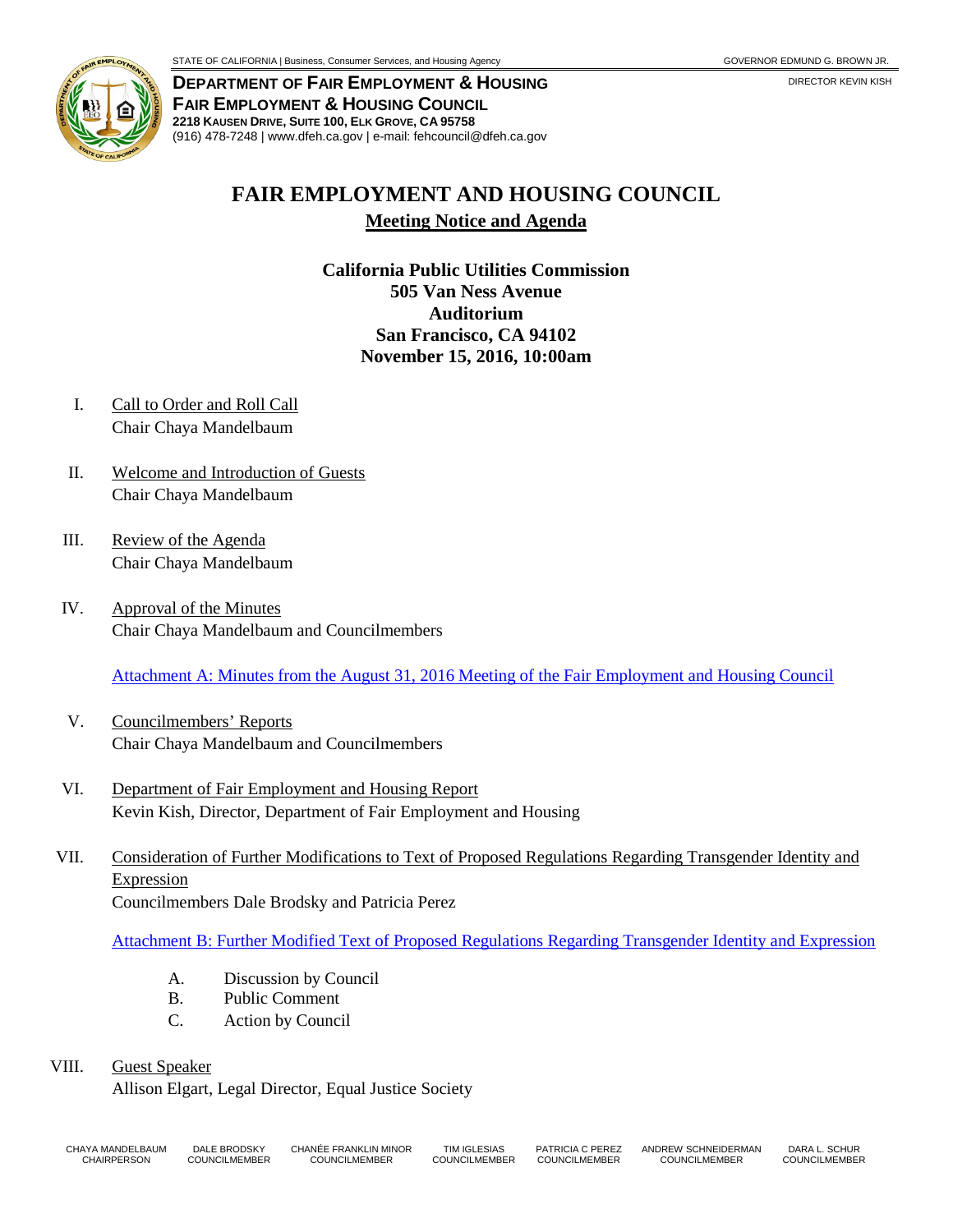STATE OF CALIFORNIA | Business, Consumer Services, and Housing Agency — GOVERNOR EDMUND G. BROWN JR.

**DEPARTMENT OF FAIR EMPLOYMENT & HOUSING**
**FAIR EMPLOYMENT & HOUSING COUNCIL**
**2218 KAUSEN DRIVE, SUITE 100, ELK GROVE, CA 95758**
(916) 478-7248 | www.dfeh.ca.gov | e-mail: fehcouncil@dfeh.ca.gov

DIRECTOR KEVIN KISH

# FAIR EMPLOYMENT AND HOUSING COUNCIL

## Meeting Notice and Agenda

**California Public Utilities Commission**
**505 Van Ness Avenue**
**Auditorium**
**San Francisco, CA 94102**
**November 15, 2016, 10:00am**

I. Call to Order and Roll Call
Chair Chaya Mandelbaum

II. Welcome and Introduction of Guests
Chair Chaya Mandelbaum

III. Review of the Agenda
Chair Chaya Mandelbaum

IV. Approval of the Minutes
Chair Chaya Mandelbaum and Councilmembers

Attachment A: Minutes from the August 31, 2016 Meeting of the Fair Employment and Housing Council

V. Councilmembers' Reports
Chair Chaya Mandelbaum and Councilmembers

VI. Department of Fair Employment and Housing Report
Kevin Kish, Director, Department of Fair Employment and Housing

VII. Consideration of Further Modifications to Text of Proposed Regulations Regarding Transgender Identity and Expression
Councilmembers Dale Brodsky and Patricia Perez

Attachment B: Further Modified Text of Proposed Regulations Regarding Transgender Identity and Expression

A. Discussion by Council
B. Public Comment
C. Action by Council

VIII. Guest Speaker
Allison Elgart, Legal Director, Equal Justice Society

CHAYA MANDELBAUM, CHAIRPERSON | DALE BRODSKY, COUNCILMEMBER | CHANÉE FRANKLIN MINOR, COUNCILMEMBER | TIM IGLESIAS, COUNCILMEMBER | PATRICIA C PEREZ, COUNCILMEMBER | ANDREW SCHNEIDERMAN, COUNCILMEMBER | DARA L. SCHUR, COUNCILMEMBER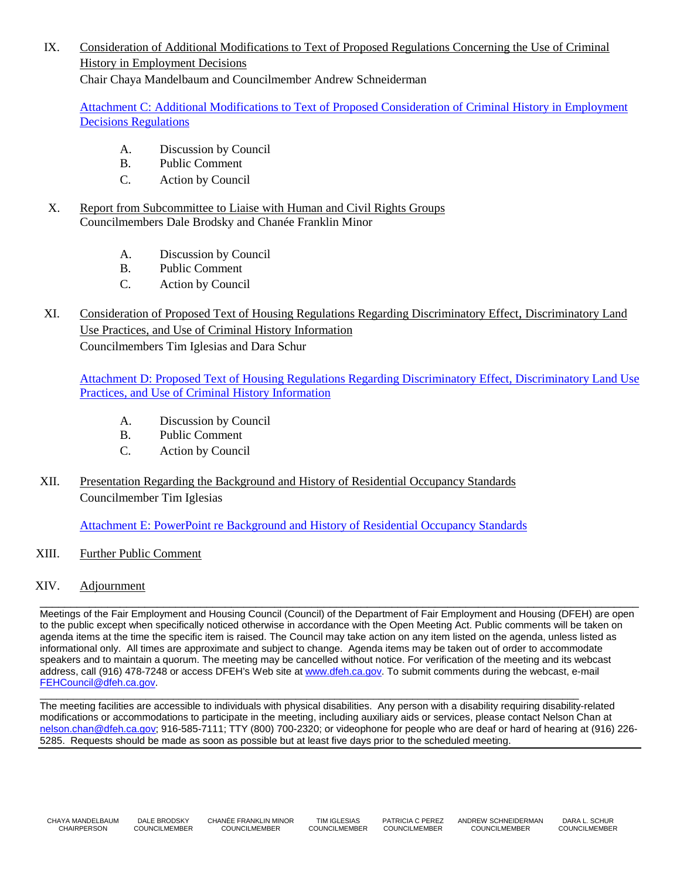IX. Consideration of Additional Modifications to Text of Proposed Regulations Concerning the Use of Criminal History in Employment Decisions
Chair Chaya Mandelbaum and Councilmember Andrew Schneiderman

Attachment C: Additional Modifications to Text of Proposed Consideration of Criminal History in Employment Decisions Regulations

A. Discussion by Council
B. Public Comment
C. Action by Council

X. Report from Subcommittee to Liaise with Human and Civil Rights Groups
Councilmembers Dale Brodsky and Chanée Franklin Minor

A. Discussion by Council
B. Public Comment
C. Action by Council

XI. Consideration of Proposed Text of Housing Regulations Regarding Discriminatory Effect, Discriminatory Land Use Practices, and Use of Criminal History Information
Councilmembers Tim Iglesias and Dara Schur

Attachment D: Proposed Text of Housing Regulations Regarding Discriminatory Effect, Discriminatory Land Use Practices, and Use of Criminal History Information

A. Discussion by Council
B. Public Comment
C. Action by Council

XII. Presentation Regarding the Background and History of Residential Occupancy Standards
Councilmember Tim Iglesias

Attachment E: PowerPoint re Background and History of Residential Occupancy Standards

XIII. Further Public Comment

XIV. Adjournment

---

Meetings of the Fair Employment and Housing Council (Council) of the Department of Fair Employment and Housing (DFEH) are open to the public except when specifically noticed otherwise in accordance with the Open Meeting Act. Public comments will be taken on agenda items at the time the specific item is raised. The Council may take action on any item listed on the agenda, unless listed as informational only. All times are approximate and subject to change. Agenda items may be taken out of order to accommodate speakers and to maintain a quorum. The meeting may be cancelled without notice. For verification of the meeting and its webcast address, call (916) 478-7248 or access DFEH's Web site at www.dfeh.ca.gov. To submit comments during the webcast, e-mail FEHCouncil@dfeh.ca.gov.

---

The meeting facilities are accessible to individuals with physical disabilities. Any person with a disability requiring disability-related modifications or accommodations to participate in the meeting, including auxiliary aids or services, please contact Nelson Chan at nelson.chan@dfeh.ca.gov; 916-585-7111; TTY (800) 700-2320; or videophone for people who are deaf or hard of hearing at (916) 226-5285. Requests should be made as soon as possible but at least five days prior to the scheduled meeting.

---

| | | | | | | |
|---|---|---|---|---|---|---|
| CHAYA MANDELBAUM<br>CHAIRPERSON | DALE BRODSKY<br>COUNCILMEMBER | CHANÉE FRANKLIN MINOR<br>COUNCILMEMBER | TIM IGLESIAS<br>COUNCILMEMBER | PATRICIA C PEREZ<br>COUNCILMEMBER | ANDREW SCHNEIDERMAN<br>COUNCILMEMBER | DARA L. SCHUR<br>COUNCILMEMBER |